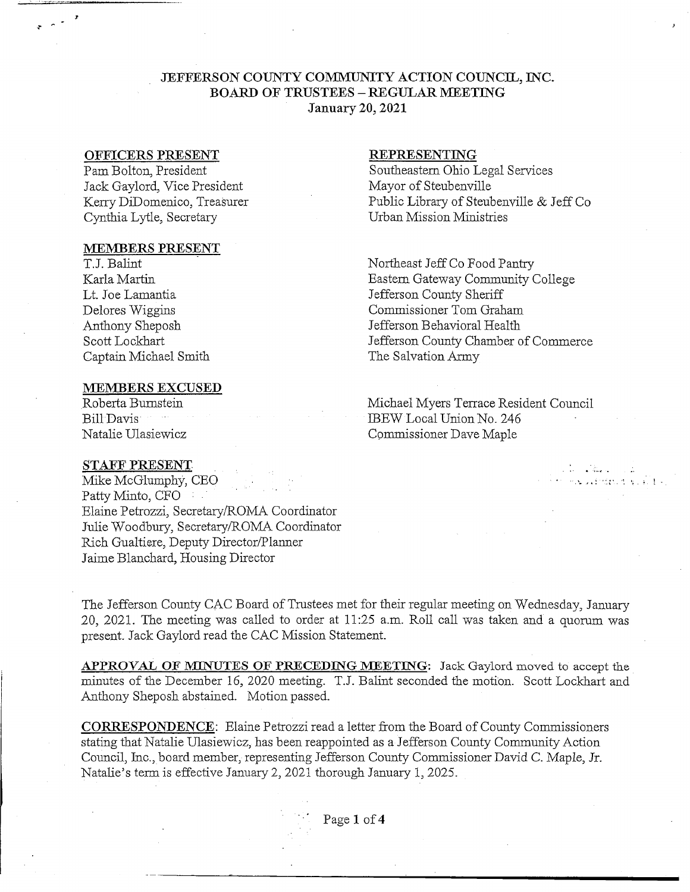# JEFFERSON COUNTY COMMUNITY ACTION COUNCIL, INC.
## BOARD OF TRUSTEES – REGULAR MEETING
### January 20, 2021

| OFFICERS PRESENT | REPRESENTING |
|---|---|
| Pam Bolton, President | Southeastern Ohio Legal Services |
| Jack Gaylord, Vice President | Mayor of Steubenville |
| Kerry DiDomenico, Treasurer | Public Library of Steubenville & Jeff Co |
| Cynthia Lytle, Secretary | Urban Mission Ministries |

| MEMBERS PRESENT | |
|---|---|
| T.J. Balint | Northeast Jeff Co Food Pantry |
| Karla Martin | Eastern Gateway Community College |
| Lt. Joe Lamantia | Jefferson County Sheriff |
| Delores Wiggins | Commissioner Tom Graham |
| Anthony Sheposh | Jefferson Behavioral Health |
| Scott Lockhart | Jefferson County Chamber of Commerce |
| Captain Michael Smith | The Salvation Army |

| MEMBERS EXCUSED | |
|---|---|
| Roberta Burnstein | Michael Myers Terrace Resident Council |
| Bill Davis | IBEW Local Union No. 246 |
| Natalie Ulasiewicz | Commissioner Dave Maple |

**STAFF PRESENT**

Mike McGlumphy, CEO
Patty Minto, CFO
Elaine Petrozzi, Secretary/ROMA Coordinator
Julie Woodbury, Secretary/ROMA Coordinator
Rich Gualtiere, Deputy Director/Planner
Jaime Blanchard, Housing Director

The Jefferson County CAC Board of Trustees met for their regular meeting on Wednesday, January 20, 2021. The meeting was called to order at 11:25 a.m. Roll call was taken and a quorum was present. Jack Gaylord read the CAC Mission Statement.

**APPROVAL OF MINUTES OF PRECEDING MEETING**: Jack Gaylord moved to accept the minutes of the December 16, 2020 meeting. T.J. Balint seconded the motion. Scott Lockhart and Anthony Sheposh abstained. Motion passed.

**CORRESPONDENCE**: Elaine Petrozzi read a letter from the Board of County Commissioners stating that Natalie Ulasiewicz, has been reappointed as a Jefferson County Community Action Council, Inc., board member, representing Jefferson County Commissioner David C. Maple, Jr. Natalie's term is effective January 2, 2021 thorough January 1, 2025.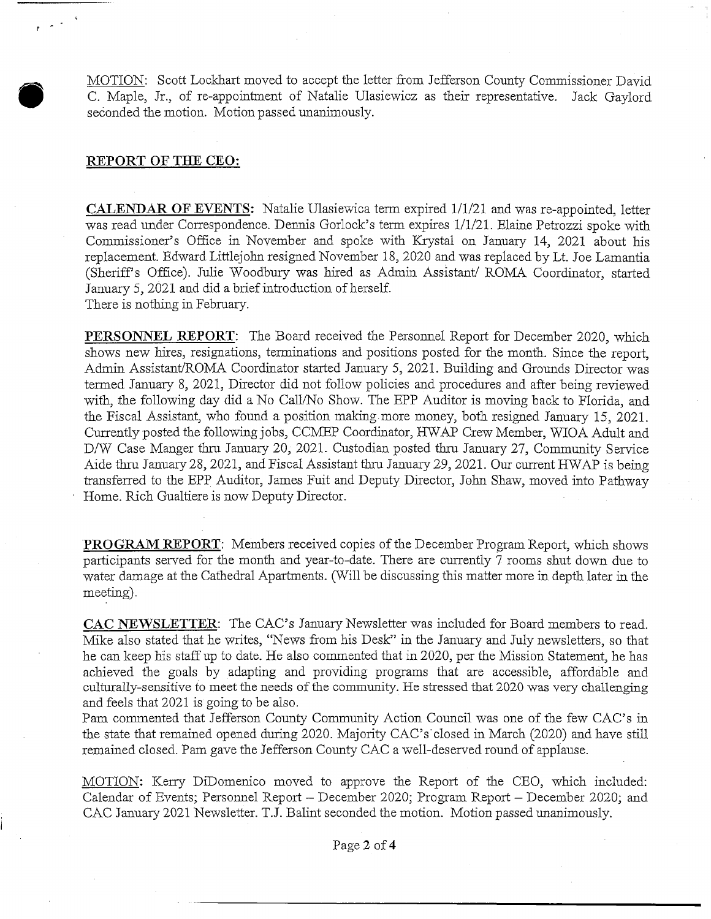MOTION: Scott Lockhart moved to accept the letter from Jefferson County Commissioner David C. Maple, Jr., of re-appointment of Natalie Ulasiewicz as their representative. Jack Gaylord seconded the motion. Motion passed unanimously.

## REPORT OF THE CEO:

**CALENDAR OF EVENTS:** Natalie Ulasiewica term expired 1/1/21 and was re-appointed, letter was read under Correspondence. Dennis Gorlock's term expires 1/1/21. Elaine Petrozzi spoke with Commissioner's Office in November and spoke with Krystal on January 14, 2021 about his replacement. Edward Littlejohn resigned November 18, 2020 and was replaced by Lt. Joe Lamantia (Sheriff's Office). Julie Woodbury was hired as Admin Assistant/ ROMA Coordinator, started January 5, 2021 and did a brief introduction of herself.
There is nothing in February.

**PERSONNEL REPORT**: The Board received the Personnel Report for December 2020, which shows new hires, resignations, terminations and positions posted for the month. Since the report, Admin Assistant/ROMA Coordinator started January 5, 2021. Building and Grounds Director was termed January 8, 2021, Director did not follow policies and procedures and after being reviewed with, the following day did a No Call/No Show. The EPP Auditor is moving back to Florida, and the Fiscal Assistant, who found a position making more money, both resigned January 15, 2021. Currently posted the following jobs, CCMEP Coordinator, HWAP Crew Member, WIOA Adult and D/W Case Manger thru January 20, 2021. Custodian posted thru January 27, Community Service Aide thru January 28, 2021, and Fiscal Assistant thru January 29, 2021. Our current HWAP is being transferred to the EPP Auditor, James Fuit and Deputy Director, John Shaw, moved into Pathway Home. Rich Gualtiere is now Deputy Director.

**PROGRAM REPORT**: Members received copies of the December Program Report, which shows participants served for the month and year-to-date. There are currently 7 rooms shut down due to water damage at the Cathedral Apartments. (Will be discussing this matter more in depth later in the meeting).

**CAC NEWSLETTER**: The CAC's January Newsletter was included for Board members to read. Mike also stated that he writes, "News from his Desk" in the January and July newsletters, so that he can keep his staff up to date. He also commented that in 2020, per the Mission Statement, he has achieved the goals by adapting and providing programs that are accessible, affordable and culturally-sensitive to meet the needs of the community. He stressed that 2020 was very challenging and feels that 2021 is going to be also.
Pam commented that Jefferson County Community Action Council was one of the few CAC's in the state that remained opened during 2020. Majority CAC's closed in March (2020) and have still remained closed. Pam gave the Jefferson County CAC a well-deserved round of applause.

MOTION: Kerry DiDomenico moved to approve the Report of the CEO, which included: Calendar of Events; Personnel Report – December 2020; Program Report – December 2020; and CAC January 2021 Newsletter. T.J. Balint seconded the motion. Motion passed unanimously.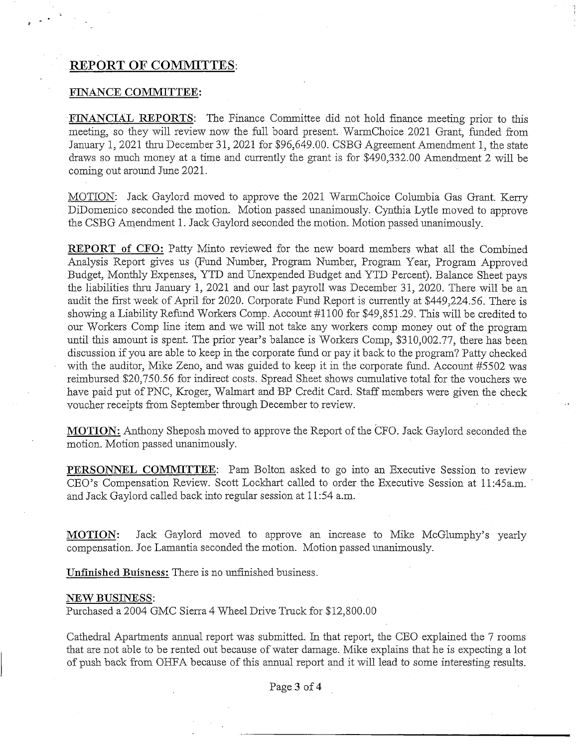## REPORT OF COMMITTES:

### FINANCE COMMITTEE:

**FINANCIAL REPORTS**: The Finance Committee did not hold finance meeting prior to this meeting, so they will review now the full board present. WarmChoice 2021 Grant, funded from January 1, 2021 thru December 31, 2021 for $96,649.00. CSBG Agreement Amendment 1, the state draws so much money at a time and currently the grant is for $490,332.00 Amendment 2 will be coming out around June 2021.

MOTION: Jack Gaylord moved to approve the 2021 WarmChoice Columbia Gas Grant. Kerry DiDomenico seconded the motion. Motion passed unanimously. Cynthia Lytle moved to approve the CSBG Amendment 1. Jack Gaylord seconded the motion. Motion passed unanimously.

**REPORT of CFO:** Patty Minto reviewed for the new board members what all the Combined Analysis Report gives us (Fund Number, Program Number, Program Year, Program Approved Budget, Monthly Expenses, YTD and Unexpended Budget and YTD Percent). Balance Sheet pays the liabilities thru January 1, 2021 and our last payroll was December 31, 2020. There will be an audit the first week of April for 2020. Corporate Fund Report is currently at $449,224.56. There is showing a Liability Refund Workers Comp. Account #1100 for $49,851.29. This will be credited to our Workers Comp line item and we will not take any workers comp money out of the program until this amount is spent. The prior year's balance is Workers Comp, $310,002.77, there has been discussion if you are able to keep in the corporate fund or pay it back to the program? Patty checked with the auditor, Mike Zeno, and was guided to keep it in the corporate fund. Account #5502 was reimbursed $20,750.56 for indirect costs. Spread Sheet shows cumulative total for the vouchers we have paid put of PNC, Kroger, Walmart and BP Credit Card. Staff members were given the check voucher receipts from September through December to review.

**MOTION:** Anthony Sheposh moved to approve the Report of the CFO. Jack Gaylord seconded the motion. Motion passed unanimously.

**PERSONNEL COMMITTEE**: Pam Bolton asked to go into an Executive Session to review CEO's Compensation Review. Scott Lockhart called to order the Executive Session at 11:45a.m. and Jack Gaylord called back into regular session at 11:54 a.m.

**MOTION:** Jack Gaylord moved to approve an increase to Mike McGlumphy's yearly compensation. Joe Lamantia seconded the motion. Motion passed unanimously.

**Unfinished Buisness:** There is no unfinished business.

**NEW BUSINESS**:
Purchased a 2004 GMC Sierra 4 Wheel Drive Truck for $12,800.00

Cathedral Apartments annual report was submitted. In that report, the CEO explained the 7 rooms that are not able to be rented out because of water damage. Mike explains that he is expecting a lot of push back from OHFA because of this annual report and it will lead to some interesting results.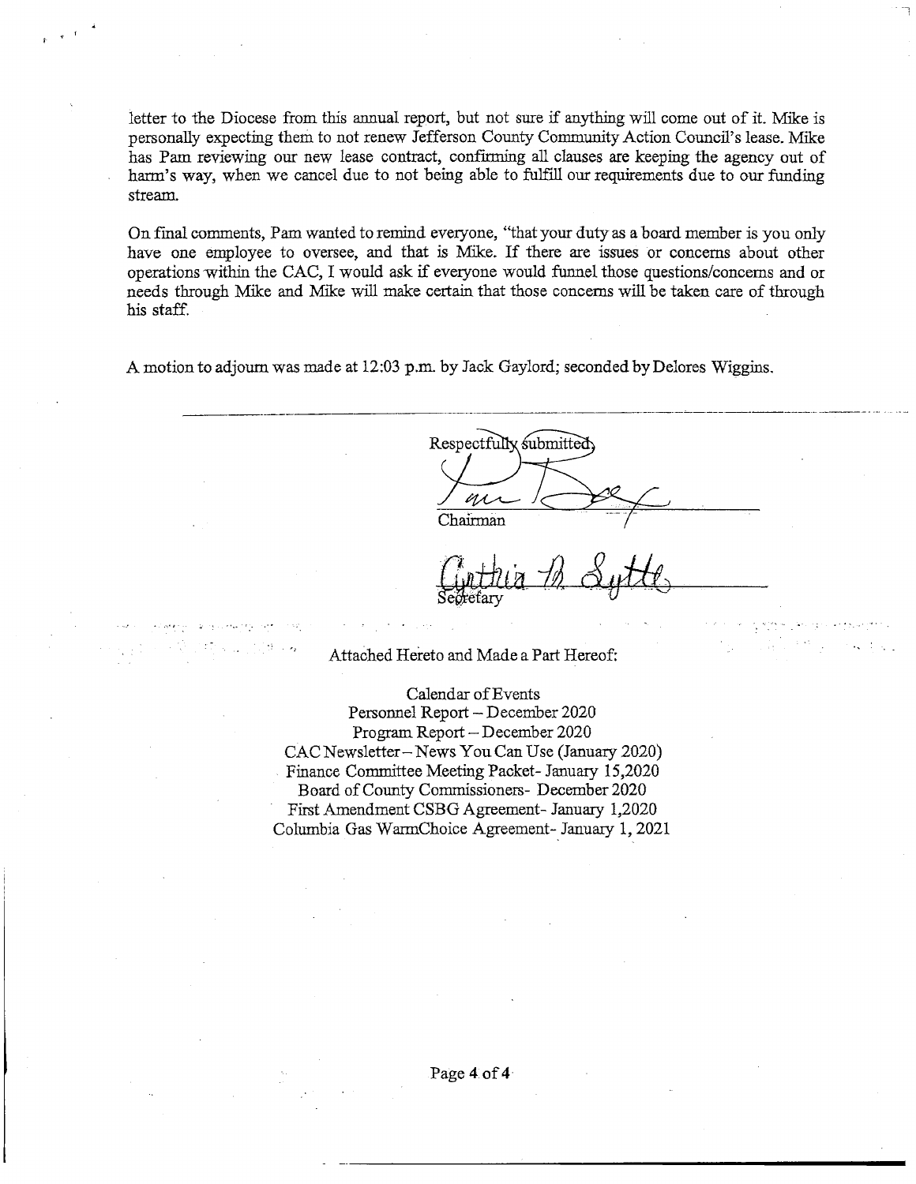letter to the Diocese from this annual report, but not sure if anything will come out of it. Mike is personally expecting them to not renew Jefferson County Community Action Council's lease. Mike has Pam reviewing our new lease contract, confirming all clauses are keeping the agency out of harm's way, when we cancel due to not being able to fulfill our requirements due to our funding stream.

On final comments, Pam wanted to remind everyone, "that your duty as a board member is you only have one employee to oversee, and that is Mike. If there are issues or concerns about other operations within the CAC, I would ask if everyone would funnel those questions/concerns and or needs through Mike and Mike will make certain that those concerns will be taken care of through his staff.

A motion to adjourn was made at 12:03 p.m. by Jack Gaylord; seconded by Delores Wiggins.

---

Respectfully submitted,

Chairman

Secretary

Attached Hereto and Made a Part Hereof:

Calendar of Events
Personnel Report – December 2020
Program Report – December 2020
CAC Newsletter – News You Can Use (January 2020)
Finance Committee Meeting Packet- January 15,2020
Board of County Commissioners- December 2020
First Amendment CSBG Agreement- January 1,2020
Columbia Gas WarmChoice Agreement- January 1, 2021